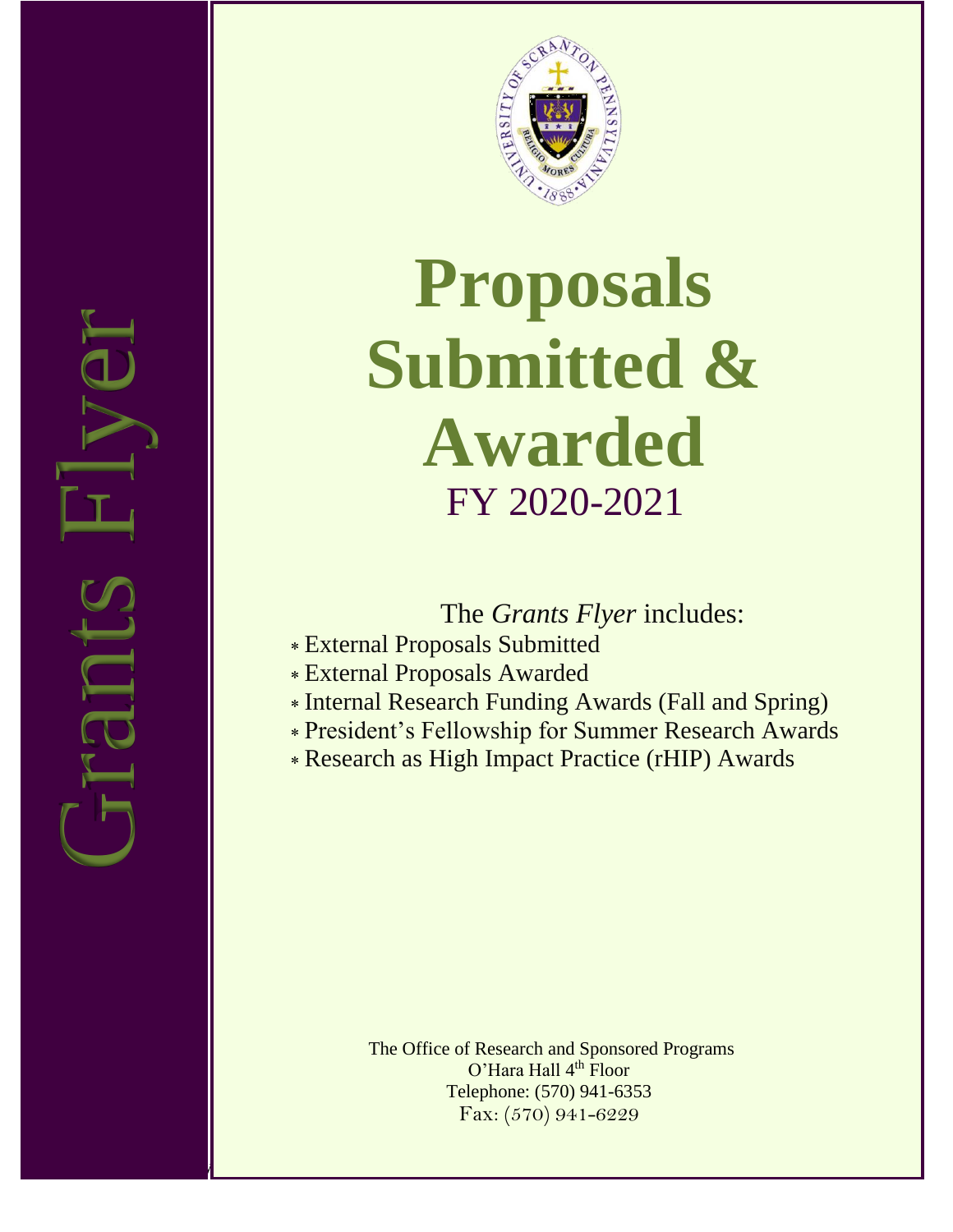Grants Flyer

# Proposals Submitted & Awarded

## FY 2020-2021

The *Grants Flyer* includes:

- External Proposals Submitted
- External Proposals Awarded
- Internal Research Funding Awards (Fall and Spring)
- President's Fellowship for Summer Research Awards
- Research as High Impact Practice (rHIP) Awards

The Office of Research and Sponsored Programs
O'Hara Hall 4th Floor
Telephone: (570) 941-6353
Fax: (570) 941-6229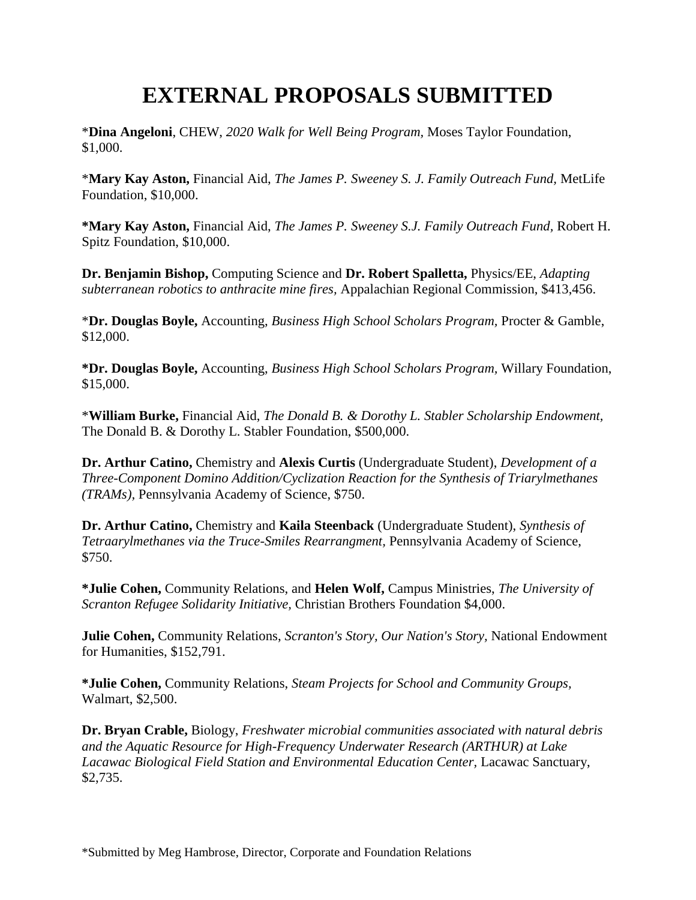# EXTERNAL PROPOSALS SUBMITTED

*__Dina Angeloni__, CHEW, *2020 Walk for Well Being Program*, Moses Taylor Foundation, $1,000.

*__Mary Kay Aston,__ Financial Aid, *The James P. Sweeney S. J. Family Outreach Fund,* MetLife Foundation, $10,000.

**\*Mary Kay Aston,** Financial Aid, *The James P. Sweeney S.J. Family Outreach Fund,* Robert H. Spitz Foundation, $10,000.

**Dr. Benjamin Bishop,** Computing Science and **Dr. Robert Spalletta,** Physics/EE, *Adapting subterranean robotics to anthracite mine fires,* Appalachian Regional Commission, $413,456.

*__Dr. Douglas Boyle,__ Accounting, *Business High School Scholars Program,* Procter & Gamble, $12,000.

**\*Dr. Douglas Boyle,** Accounting, *Business High School Scholars Program,* Willary Foundation, $15,000.

*__William Burke,__ Financial Aid, *The Donald B. & Dorothy L. Stabler Scholarship Endowment,* The Donald B. & Dorothy L. Stabler Foundation, $500,000.

**Dr. Arthur Catino,** Chemistry and **Alexis Curtis** (Undergraduate Student), *Development of a Three-Component Domino Addition/Cyclization Reaction for the Synthesis of Triarylmethanes (TRAMs),* Pennsylvania Academy of Science, $750.

**Dr. Arthur Catino,** Chemistry and **Kaila Steenback** (Undergraduate Student), *Synthesis of Tetraarylmethanes via the Truce-Smiles Rearrangment,* Pennsylvania Academy of Science, $750.

**\*Julie Cohen,** Community Relations, and **Helen Wolf,** Campus Ministries, *The University of Scranton Refugee Solidarity Initiative,* Christian Brothers Foundation $4,000.

**Julie Cohen,** Community Relations, *Scranton's Story, Our Nation's Story,* National Endowment for Humanities, $152,791.

**\*Julie Cohen,** Community Relations, *Steam Projects for School and Community Groups,* Walmart, $2,500.

**Dr. Bryan Crable,** Biology, *Freshwater microbial communities associated with natural debris and the Aquatic Resource for High-Frequency Underwater Research (ARTHUR) at Lake Lacawac Biological Field Station and Environmental Education Center,* Lacawac Sanctuary, $2,735.

*Submitted by Meg Hambrose, Director, Corporate and Foundation Relations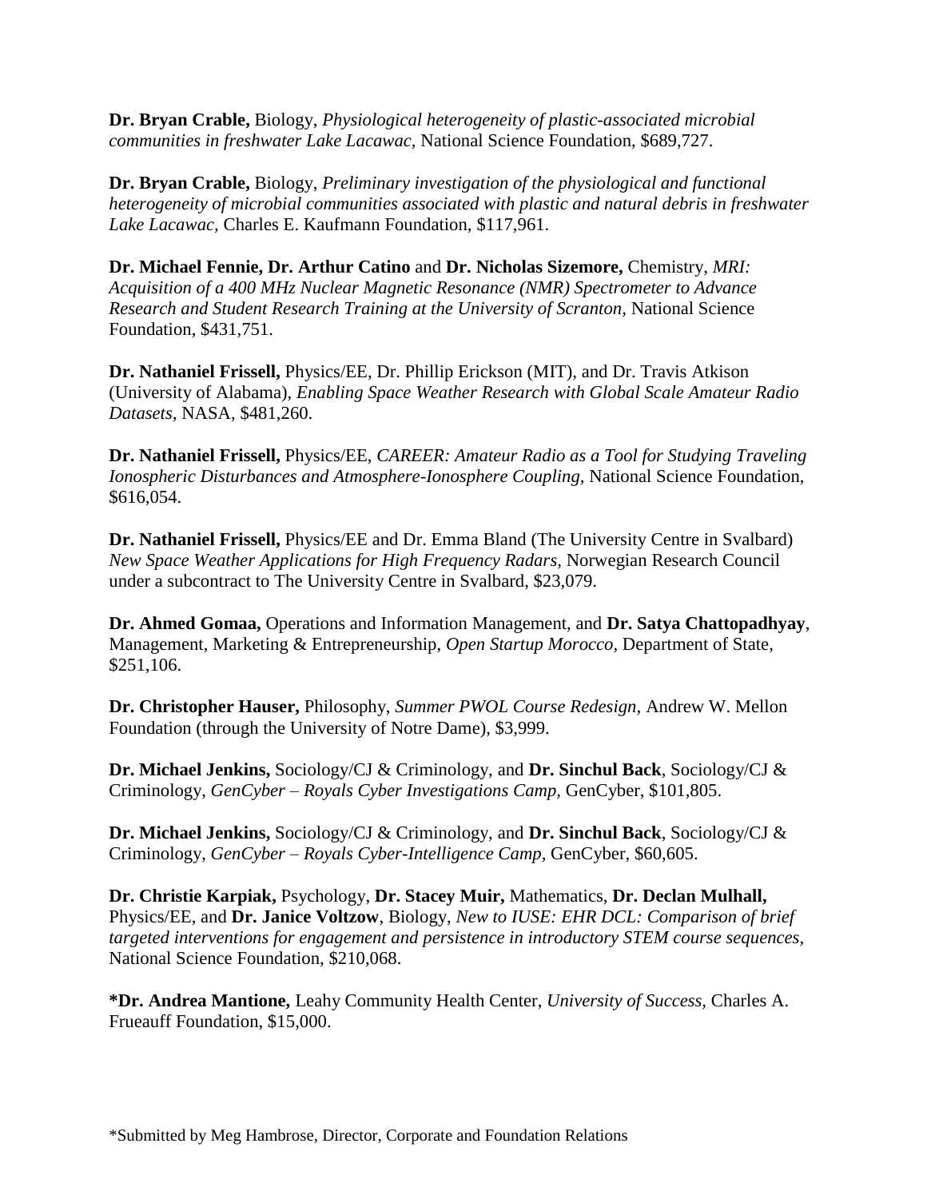**Dr. Bryan Crable,** Biology, *Physiological heterogeneity of plastic-associated microbial communities in freshwater Lake Lacawac,* National Science Foundation, $689,727.

**Dr. Bryan Crable,** Biology, *Preliminary investigation of the physiological and functional heterogeneity of microbial communities associated with plastic and natural debris in freshwater Lake Lacawac,* Charles E. Kaufmann Foundation, $117,961.

**Dr. Michael Fennie, Dr. Arthur Catino** and **Dr. Nicholas Sizemore,** Chemistry, *MRI: Acquisition of a 400 MHz Nuclear Magnetic Resonance (NMR) Spectrometer to Advance Research and Student Research Training at the University of Scranton,* National Science Foundation, $431,751.

**Dr. Nathaniel Frissell,** Physics/EE, Dr. Phillip Erickson (MIT), and Dr. Travis Atkison (University of Alabama), *Enabling Space Weather Research with Global Scale Amateur Radio Datasets,* NASA, $481,260.

**Dr. Nathaniel Frissell,** Physics/EE, *CAREER: Amateur Radio as a Tool for Studying Traveling Ionospheric Disturbances and Atmosphere-Ionosphere Coupling,* National Science Foundation, $616,054.

**Dr. Nathaniel Frissell,** Physics/EE and Dr. Emma Bland (The University Centre in Svalbard) *New Space Weather Applications for High Frequency Radars,* Norwegian Research Council under a subcontract to The University Centre in Svalbard, $23,079.

**Dr. Ahmed Gomaa,** Operations and Information Management, and **Dr. Satya Chattopadhyay**, Management, Marketing & Entrepreneurship, *Open Startup Morocco,* Department of State, $251,106.

**Dr. Christopher Hauser,** Philosophy, *Summer PWOL Course Redesign,* Andrew W. Mellon Foundation (through the University of Notre Dame), $3,999.

**Dr. Michael Jenkins,** Sociology/CJ & Criminology, and **Dr. Sinchul Back**, Sociology/CJ & Criminology, *GenCyber – Royals Cyber Investigations Camp,* GenCyber, $101,805.

**Dr. Michael Jenkins,** Sociology/CJ & Criminology, and **Dr. Sinchul Back**, Sociology/CJ & Criminology, *GenCyber – Royals Cyber-Intelligence Camp,* GenCyber, $60,605.

**Dr. Christie Karpiak,** Psychology, **Dr. Stacey Muir,** Mathematics, **Dr. Declan Mulhall,** Physics/EE, and **Dr. Janice Voltzow**, Biology, *New to IUSE: EHR DCL: Comparison of brief targeted interventions for engagement and persistence in introductory STEM course sequences,* National Science Foundation, $210,068.

***Dr. Andrea Mantione,** Leahy Community Health Center, *University of Success,* Charles A. Frueauff Foundation, $15,000.

*Submitted by Meg Hambrose, Director, Corporate and Foundation Relations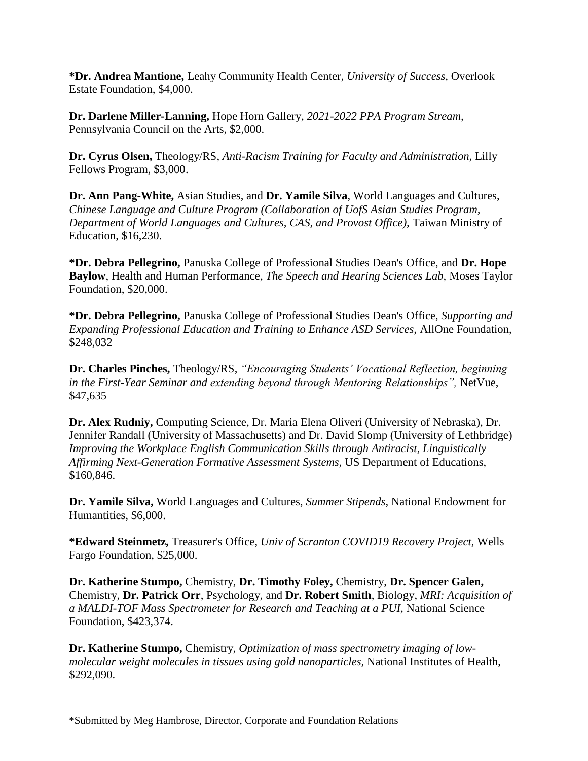***Dr. Andrea Mantione,** Leahy Community Health Center, *University of Success,* Overlook Estate Foundation, $4,000.

**Dr. Darlene Miller-Lanning,** Hope Horn Gallery, *2021-2022 PPA Program Stream,* Pennsylvania Council on the Arts, $2,000.

**Dr. Cyrus Olsen,** Theology/RS, *Anti-Racism Training for Faculty and Administration,* Lilly Fellows Program, $3,000.

**Dr. Ann Pang-White,** Asian Studies, and **Dr. Yamile Silva**, World Languages and Cultures, *Chinese Language and Culture Program (Collaboration of UofS Asian Studies Program, Department of World Languages and Cultures, CAS, and Provost Office),* Taiwan Ministry of Education, $16,230.

***Dr. Debra Pellegrino,** Panuska College of Professional Studies Dean's Office, and **Dr. Hope Baylow**, Health and Human Performance, *The Speech and Hearing Sciences Lab,* Moses Taylor Foundation, $20,000.

***Dr. Debra Pellegrino,** Panuska College of Professional Studies Dean's Office, *Supporting and Expanding Professional Education and Training to Enhance ASD Services,* AllOne Foundation, $248,032

**Dr. Charles Pinches,** Theology/RS, *"Encouraging Students' Vocational Reflection, beginning in the First-Year Seminar and extending beyond through Mentoring Relationships",* NetVue, $47,635

**Dr. Alex Rudniy,** Computing Science, Dr. Maria Elena Oliveri (University of Nebraska), Dr. Jennifer Randall (University of Massachusetts) and Dr. David Slomp (University of Lethbridge) *Improving the Workplace English Communication Skills through Antiracist, Linguistically Affirming Next-Generation Formative Assessment Systems,* US Department of Educations, $160,846.

**Dr. Yamile Silva,** World Languages and Cultures, *Summer Stipends,* National Endowment for Humantities, $6,000.

***Edward Steinmetz,** Treasurer's Office, *Univ of Scranton COVID19 Recovery Project,* Wells Fargo Foundation, $25,000.

**Dr. Katherine Stumpo,** Chemistry, **Dr. Timothy Foley,** Chemistry, **Dr. Spencer Galen,** Chemistry, **Dr. Patrick Orr**, Psychology, and **Dr. Robert Smith**, Biology, *MRI: Acquisition of a MALDI-TOF Mass Spectrometer for Research and Teaching at a PUI,* National Science Foundation, $423,374.

**Dr. Katherine Stumpo,** Chemistry, *Optimization of mass spectrometry imaging of low-molecular weight molecules in tissues using gold nanoparticles,* National Institutes of Health, $292,090.

*Submitted by Meg Hambrose, Director, Corporate and Foundation Relations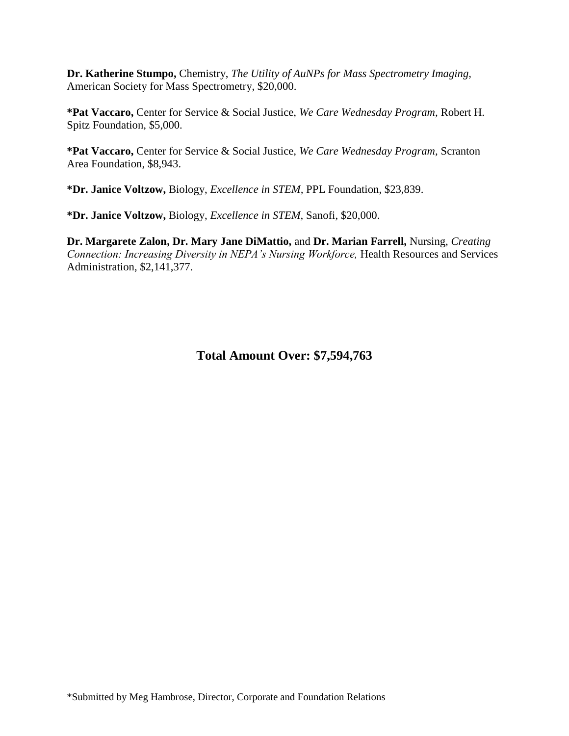**Dr. Katherine Stumpo,** Chemistry, *The Utility of AuNPs for Mass Spectrometry Imaging*, American Society for Mass Spectrometry, $20,000.

***Pat Vaccaro,** Center for Service & Social Justice, *We Care Wednesday Program*, Robert H. Spitz Foundation, $5,000.

***Pat Vaccaro,** Center for Service & Social Justice, *We Care Wednesday Program*, Scranton Area Foundation, $8,943.

***Dr. Janice Voltzow,** Biology, *Excellence in STEM*, PPL Foundation, $23,839.

***Dr. Janice Voltzow,** Biology, *Excellence in STEM*, Sanofi, $20,000.

**Dr. Margarete Zalon, Dr. Mary Jane DiMattio,** and **Dr. Marian Farrell,** Nursing, *Creating Connection: Increasing Diversity in NEPA's Nursing Workforce,* Health Resources and Services Administration, $2,141,377.

**Total Amount Over: $7,594,763**

*Submitted by Meg Hambrose, Director, Corporate and Foundation Relations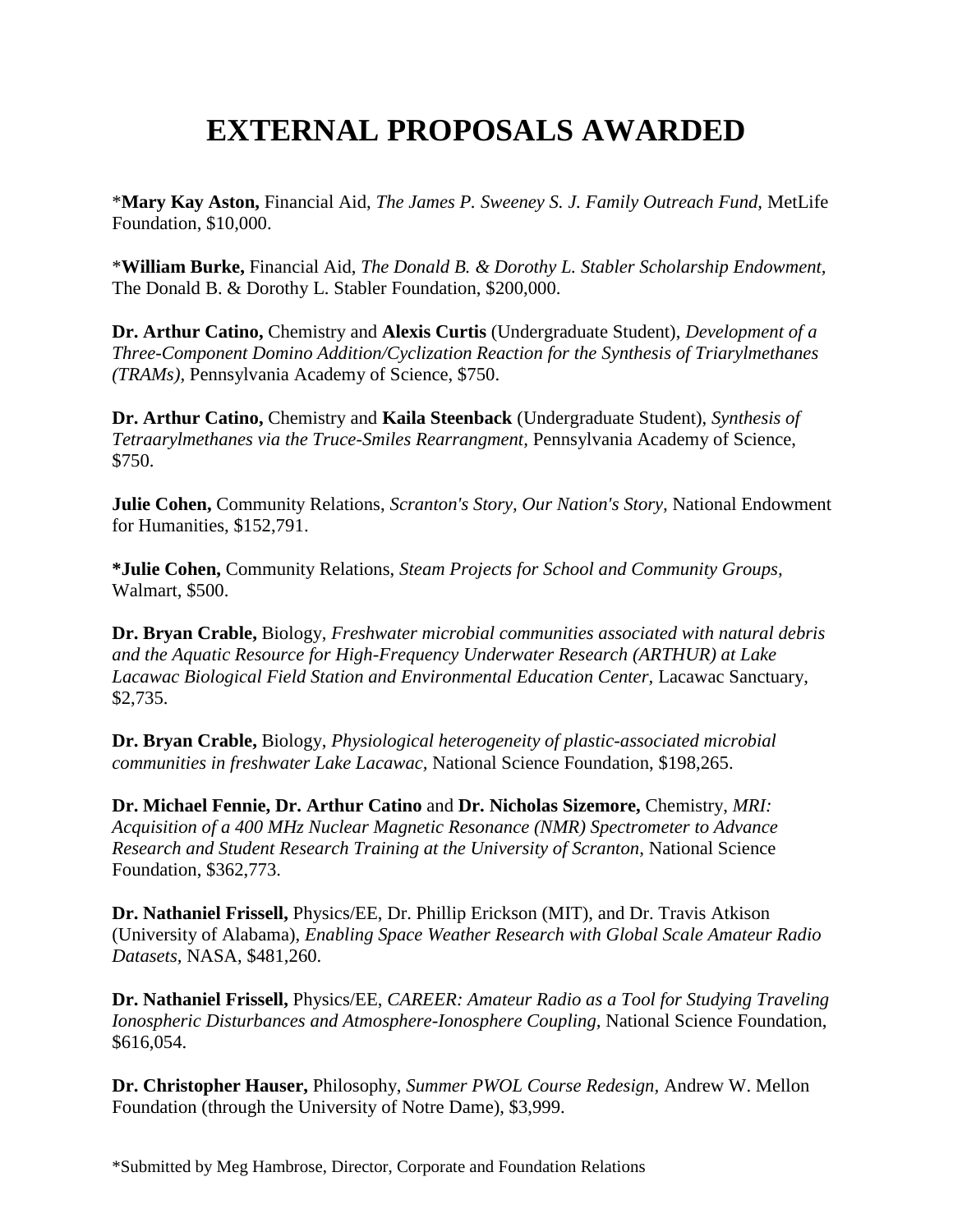# EXTERNAL PROPOSALS AWARDED

*__Mary Kay Aston,__ Financial Aid, *The James P. Sweeney S. J. Family Outreach Fund*, MetLife Foundation, $10,000.

*__William Burke,__ Financial Aid, *The Donald B. & Dorothy L. Stabler Scholarship Endowment,* The Donald B. & Dorothy L. Stabler Foundation, $200,000.

**Dr. Arthur Catino,** Chemistry and **Alexis Curtis** (Undergraduate Student), *Development of a Three-Component Domino Addition/Cyclization Reaction for the Synthesis of Triarylmethanes (TRAMs),* Pennsylvania Academy of Science, $750.

**Dr. Arthur Catino,** Chemistry and **Kaila Steenback** (Undergraduate Student), *Synthesis of Tetraarylmethanes via the Truce-Smiles Rearrangment,* Pennsylvania Academy of Science, $750.

**Julie Cohen,** Community Relations, *Scranton's Story, Our Nation's Story,* National Endowment for Humanities, $152,791.

**\*Julie Cohen,** Community Relations, *Steam Projects for School and Community Groups,* Walmart, $500.

**Dr. Bryan Crable,** Biology, *Freshwater microbial communities associated with natural debris and the Aquatic Resource for High-Frequency Underwater Research (ARTHUR) at Lake Lacawac Biological Field Station and Environmental Education Center,* Lacawac Sanctuary, $2,735.

**Dr. Bryan Crable,** Biology, *Physiological heterogeneity of plastic-associated microbial communities in freshwater Lake Lacawac,* National Science Foundation, $198,265.

**Dr. Michael Fennie, Dr. Arthur Catino** and **Dr. Nicholas Sizemore,** Chemistry, *MRI: Acquisition of a 400 MHz Nuclear Magnetic Resonance (NMR) Spectrometer to Advance Research and Student Research Training at the University of Scranton,* National Science Foundation, $362,773.

**Dr. Nathaniel Frissell,** Physics/EE, Dr. Phillip Erickson (MIT), and Dr. Travis Atkison (University of Alabama), *Enabling Space Weather Research with Global Scale Amateur Radio Datasets,* NASA, $481,260.

**Dr. Nathaniel Frissell,** Physics/EE, *CAREER: Amateur Radio as a Tool for Studying Traveling Ionospheric Disturbances and Atmosphere-Ionosphere Coupling,* National Science Foundation, $616,054.

**Dr. Christopher Hauser,** Philosophy, *Summer PWOL Course Redesign,* Andrew W. Mellon Foundation (through the University of Notre Dame), $3,999.

*Submitted by Meg Hambrose, Director, Corporate and Foundation Relations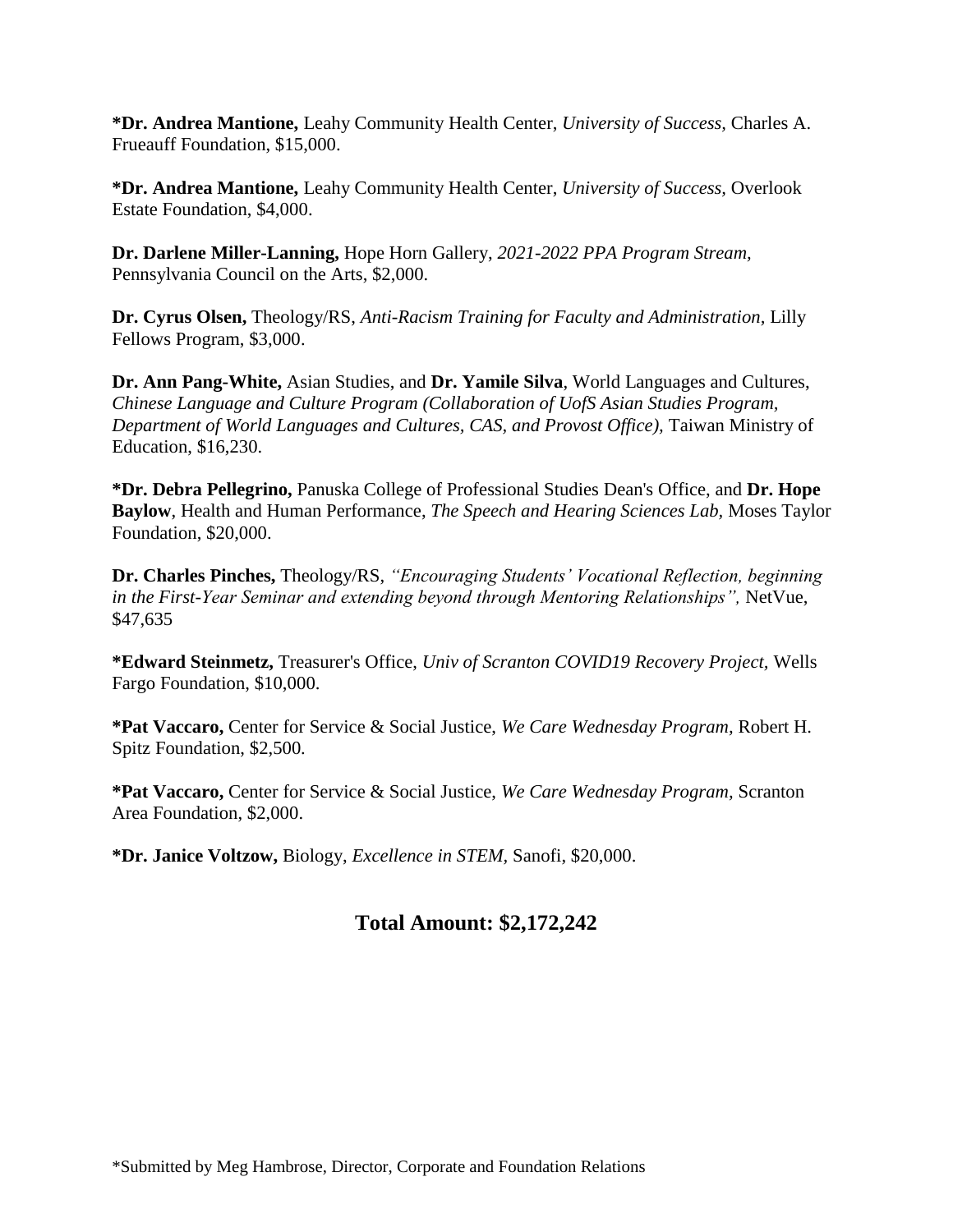***Dr. Andrea Mantione,** Leahy Community Health Center, *University of Success,* Charles A. Frueauff Foundation, $15,000.

***Dr. Andrea Mantione,** Leahy Community Health Center, *University of Success,* Overlook Estate Foundation, $4,000.

**Dr. Darlene Miller-Lanning,** Hope Horn Gallery, *2021-2022 PPA Program Stream,* Pennsylvania Council on the Arts, $2,000.

**Dr. Cyrus Olsen,** Theology/RS, *Anti-Racism Training for Faculty and Administration,* Lilly Fellows Program, $3,000.

**Dr. Ann Pang-White,** Asian Studies, and **Dr. Yamile Silva**, World Languages and Cultures, *Chinese Language and Culture Program (Collaboration of UofS Asian Studies Program, Department of World Languages and Cultures, CAS, and Provost Office),* Taiwan Ministry of Education, $16,230.

***Dr. Debra Pellegrino,** Panuska College of Professional Studies Dean's Office, and **Dr. Hope Baylow**, Health and Human Performance, *The Speech and Hearing Sciences Lab,* Moses Taylor Foundation, $20,000.

**Dr. Charles Pinches,** Theology/RS, *"Encouraging Students' Vocational Reflection, beginning in the First-Year Seminar and extending beyond through Mentoring Relationships",* NetVue, $47,635

***Edward Steinmetz,** Treasurer's Office, *Univ of Scranton COVID19 Recovery Project,* Wells Fargo Foundation, $10,000.

***Pat Vaccaro,** Center for Service & Social Justice, *We Care Wednesday Program,* Robert H. Spitz Foundation, $2,500.

***Pat Vaccaro,** Center for Service & Social Justice, *We Care Wednesday Program,* Scranton Area Foundation, $2,000.

***Dr. Janice Voltzow,** Biology, *Excellence in STEM,* Sanofi, $20,000.

## Total Amount: $2,172,242

*Submitted by Meg Hambrose, Director, Corporate and Foundation Relations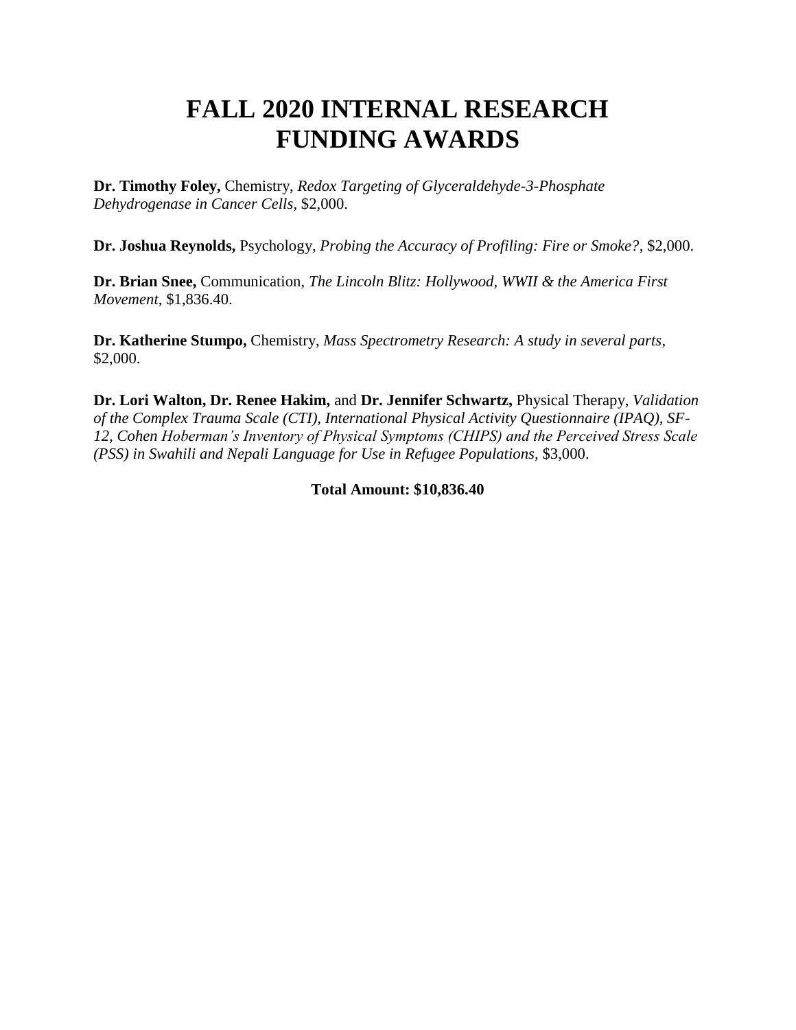# FALL 2020 INTERNAL RESEARCH FUNDING AWARDS

**Dr. Timothy Foley,** Chemistry, *Redox Targeting of Glyceraldehyde-3-Phosphate Dehydrogenase in Cancer Cells,* $2,000.

**Dr. Joshua Reynolds,** Psychology, *Probing the Accuracy of Profiling: Fire or Smoke?,* $2,000.

**Dr. Brian Snee,** Communication, *The Lincoln Blitz: Hollywood, WWII & the America First Movement,* $1,836.40.

**Dr. Katherine Stumpo,** Chemistry, *Mass Spectrometry Research: A study in several parts,* $2,000.

**Dr. Lori Walton, Dr. Renee Hakim,** and **Dr. Jennifer Schwartz,** Physical Therapy, *Validation of the Complex Trauma Scale (CTI), International Physical Activity Questionnaire (IPAQ), SF-12, Cohen Hoberman's Inventory of Physical Symptoms (CHIPS) and the Perceived Stress Scale (PSS) in Swahili and Nepali Language for Use in Refugee Populations,* $3,000.

**Total Amount: $10,836.40**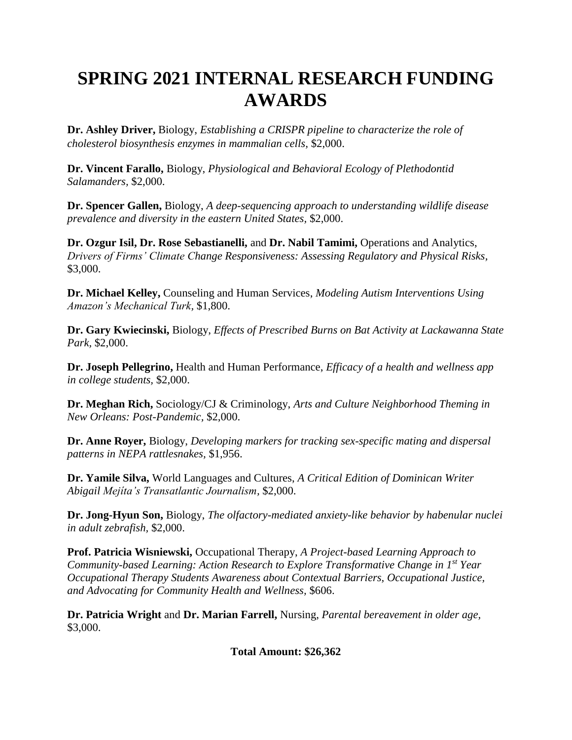# SPRING 2021 INTERNAL RESEARCH FUNDING AWARDS

**Dr. Ashley Driver,** Biology, *Establishing a CRISPR pipeline to characterize the role of cholesterol biosynthesis enzymes in mammalian cells,* $2,000.

**Dr. Vincent Farallo,** Biology, *Physiological and Behavioral Ecology of Plethodontid Salamanders,* $2,000.

**Dr. Spencer Gallen,** Biology, *A deep-sequencing approach to understanding wildlife disease prevalence and diversity in the eastern United States,* $2,000.

**Dr. Ozgur Isil, Dr. Rose Sebastianelli,** and **Dr. Nabil Tamimi,** Operations and Analytics, *Drivers of Firms' Climate Change Responsiveness: Assessing Regulatory and Physical Risks*, $3,000.

**Dr. Michael Kelley,** Counseling and Human Services, *Modeling Autism Interventions Using Amazon's Mechanical Turk,* $1,800.

**Dr. Gary Kwiecinski,** Biology, *Effects of Prescribed Burns on Bat Activity at Lackawanna State Park,* $2,000.

**Dr. Joseph Pellegrino,** Health and Human Performance, *Efficacy of a health and wellness app in college students,* $2,000.

**Dr. Meghan Rich,** Sociology/CJ & Criminology, *Arts and Culture Neighborhood Theming in New Orleans: Post-Pandemic,* $2,000.

**Dr. Anne Royer,** Biology, *Developing markers for tracking sex-specific mating and dispersal patterns in NEPA rattlesnakes,* $1,956.

**Dr. Yamile Silva,** World Languages and Cultures, *A Critical Edition of Dominican Writer Abigail Mejíta's Transatlantic Journalism*, $2,000.

**Dr. Jong-Hyun Son,** Biology, *The olfactory-mediated anxiety-like behavior by habenular nuclei in adult zebrafish,* $2,000.

**Prof. Patricia Wisniewski,** Occupational Therapy, *A Project-based Learning Approach to Community-based Learning: Action Research to Explore Transformative Change in 1st Year Occupational Therapy Students Awareness about Contextual Barriers, Occupational Justice, and Advocating for Community Health and Wellness,* $606.

**Dr. Patricia Wright** and **Dr. Marian Farrell,** Nursing, *Parental bereavement in older age,* $3,000.

**Total Amount: $26,362**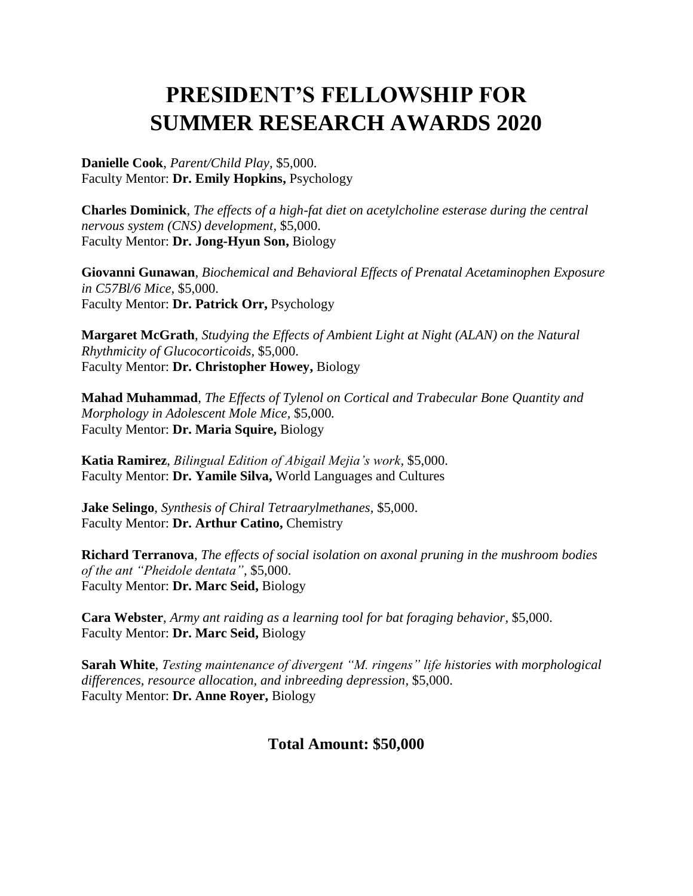# PRESIDENT'S FELLOWSHIP FOR SUMMER RESEARCH AWARDS 2020

**Danielle Cook**, *Parent/Child Play*, $5,000.
Faculty Mentor: **Dr. Emily Hopkins,** Psychology

**Charles Dominick**, *The effects of a high-fat diet on acetylcholine esterase during the central nervous system (CNS) development*, $5,000.
Faculty Mentor: **Dr. Jong-Hyun Son,** Biology

**Giovanni Gunawan**, *Biochemical and Behavioral Effects of Prenatal Acetaminophen Exposure in C57Bl/6 Mice*, $5,000.
Faculty Mentor: **Dr. Patrick Orr,** Psychology

**Margaret McGrath**, *Studying the Effects of Ambient Light at Night (ALAN) on the Natural Rhythmicity of Glucocorticoids*, $5,000.
Faculty Mentor: **Dr. Christopher Howey,** Biology

**Mahad Muhammad**, *The Effects of Tylenol on Cortical and Trabecular Bone Quantity and Morphology in Adolescent Mole Mice*, $5,000.
Faculty Mentor: **Dr. Maria Squire,** Biology

**Katia Ramirez**, *Bilingual Edition of Abigail Mejia's work*, $5,000.
Faculty Mentor: **Dr. Yamile Silva,** World Languages and Cultures

**Jake Selingo**, *Synthesis of Chiral Tetraarylmethanes*, $5,000.
Faculty Mentor: **Dr. Arthur Catino,** Chemistry

**Richard Terranova**, *The effects of social isolation on axonal pruning in the mushroom bodies of the ant "Pheidole dentata"*, $5,000.
Faculty Mentor: **Dr. Marc Seid,** Biology

**Cara Webster**, *Army ant raiding as a learning tool for bat foraging behavior*, $5,000.
Faculty Mentor: **Dr. Marc Seid,** Biology

**Sarah White**, *Testing maintenance of divergent "M. ringens" life histories with morphological differences, resource allocation, and inbreeding depression*, $5,000.
Faculty Mentor: **Dr. Anne Royer,** Biology

**Total Amount: $50,000**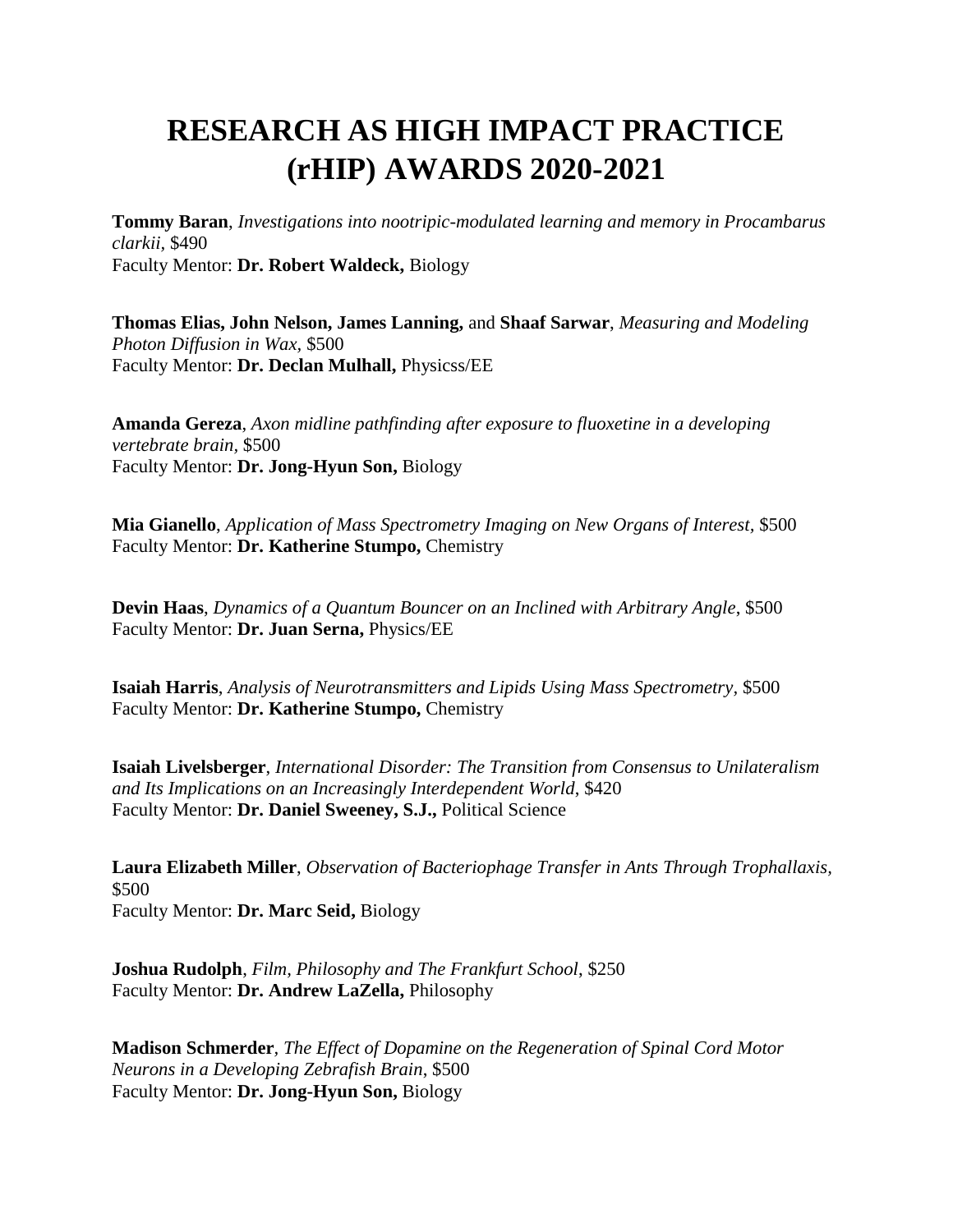# RESEARCH AS HIGH IMPACT PRACTICE (rHIP) AWARDS 2020-2021

**Tommy Baran**, *Investigations into nootripic-modulated learning and memory in Procambarus clarkii*, $490
Faculty Mentor: **Dr. Robert Waldeck,** Biology

**Thomas Elias, John Nelson, James Lanning,** and **Shaaf Sarwar**, *Measuring and Modeling Photon Diffusion in Wax,* $500
Faculty Mentor: **Dr. Declan Mulhall,** Physicss/EE

**Amanda Gereza**, *Axon midline pathfinding after exposure to fluoxetine in a developing vertebrate brain,* $500
Faculty Mentor: **Dr. Jong-Hyun Son,** Biology

**Mia Gianello**, *Application of Mass Spectrometry Imaging on New Organs of Interest,* $500
Faculty Mentor: **Dr. Katherine Stumpo,** Chemistry

**Devin Haas**, *Dynamics of a Quantum Bouncer on an Inclined with Arbitrary Angle*, $500
Faculty Mentor: **Dr. Juan Serna,** Physics/EE

**Isaiah Harris**, *Analysis of Neurotransmitters and Lipids Using Mass Spectrometry*, $500
Faculty Mentor: **Dr. Katherine Stumpo,** Chemistry

**Isaiah Livelsberger**, *International Disorder: The Transition from Consensus to Unilateralism and Its Implications on an Increasingly Interdependent World*, $420
Faculty Mentor: **Dr. Daniel Sweeney, S.J.,** Political Science

**Laura Elizabeth Miller**, *Observation of Bacteriophage Transfer in Ants Through Trophallaxis,* $500
Faculty Mentor: **Dr. Marc Seid,** Biology

**Joshua Rudolph**, *Film, Philosophy and The Frankfurt School*, $250
Faculty Mentor: **Dr. Andrew LaZella,** Philosophy

**Madison Schmerder**, *The Effect of Dopamine on the Regeneration of Spinal Cord Motor Neurons in a Developing Zebrafish Brain*, $500
Faculty Mentor: **Dr. Jong-Hyun Son,** Biology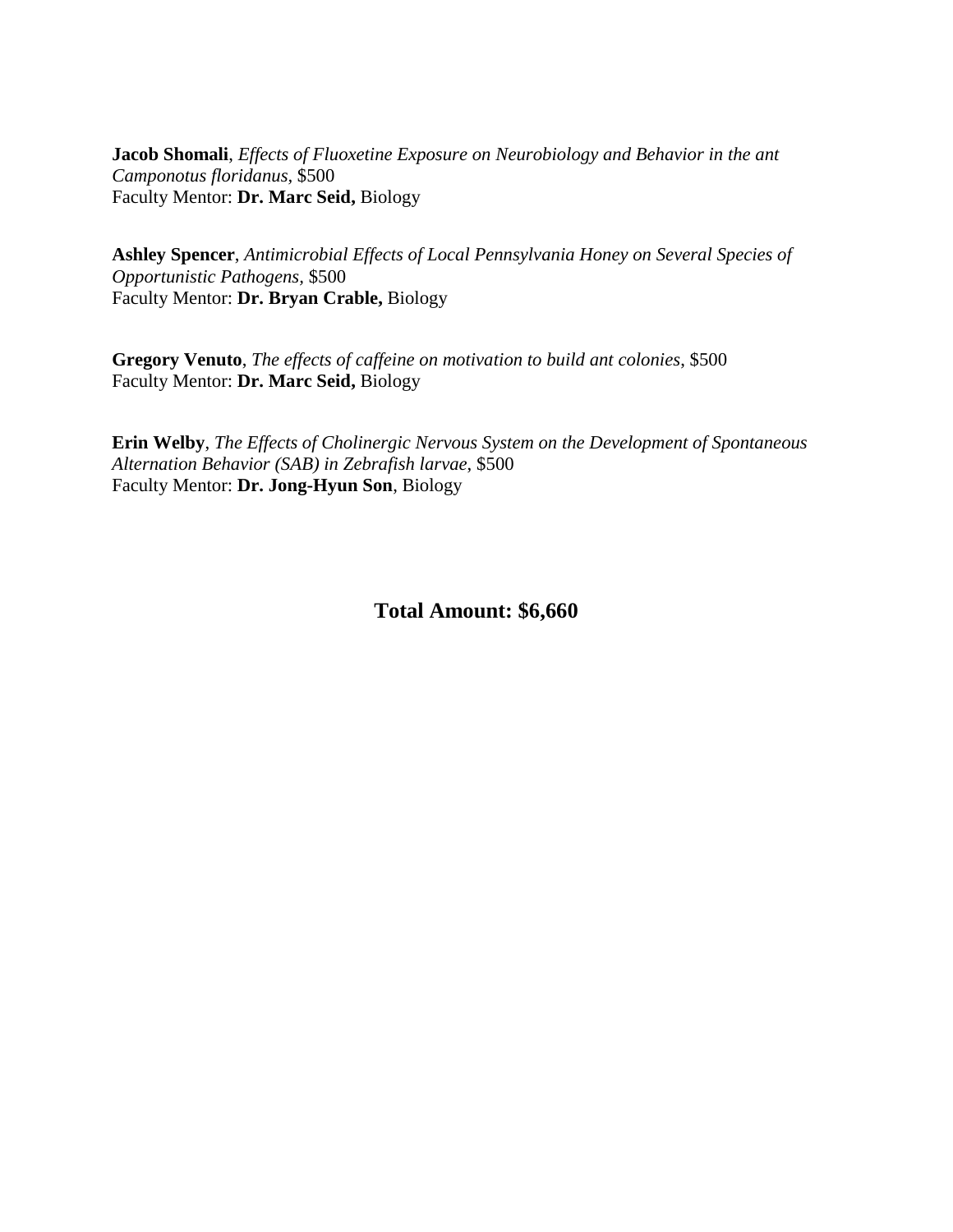**Jacob Shomali**, *Effects of Fluoxetine Exposure on Neurobiology and Behavior in the ant Camponotus floridanus*, $500
Faculty Mentor: **Dr. Marc Seid,** Biology

**Ashley Spencer**, *Antimicrobial Effects of Local Pennsylvania Honey on Several Species of Opportunistic Pathogens*, $500
Faculty Mentor: **Dr. Bryan Crable,** Biology

**Gregory Venuto**, *The effects of caffeine on motivation to build ant colonies*, $500
Faculty Mentor: **Dr. Marc Seid,** Biology

**Erin Welby**, *The Effects of Cholinergic Nervous System on the Development of Spontaneous Alternation Behavior (SAB) in Zebrafish larvae*, $500
Faculty Mentor: **Dr. Jong-Hyun Son**, Biology

**Total Amount: $6,660**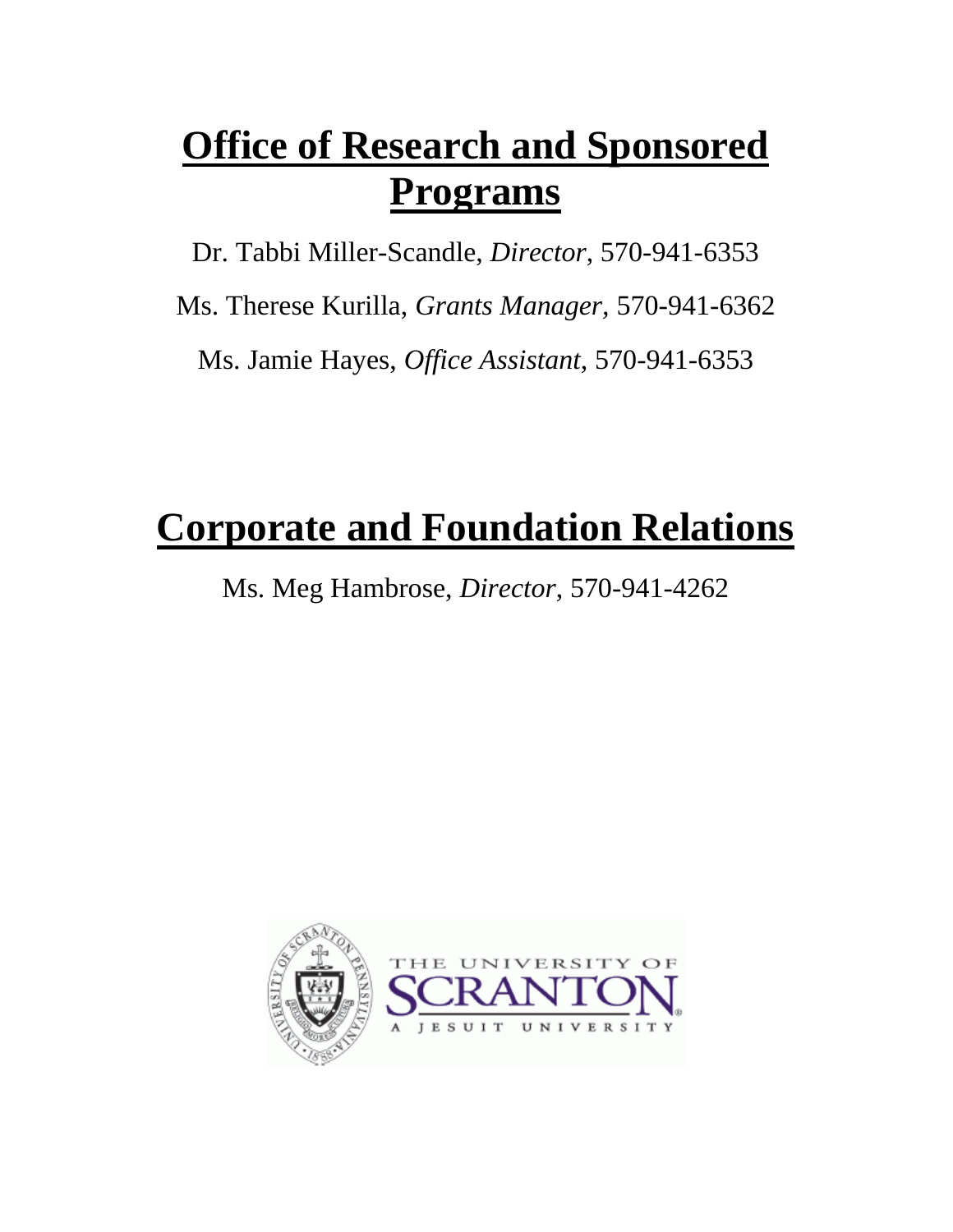# Office of Research and Sponsored Programs

Dr. Tabbi Miller-Scandle, *Director*, 570-941-6353

Ms. Therese Kurilla, *Grants Manager*, 570-941-6362

Ms. Jamie Hayes, *Office Assistant*, 570-941-6353

# Corporate and Foundation Relations

Ms. Meg Hambrose, *Director*, 570-941-4262

THE UNIVERSITY OF SCRANTON

A JESUIT UNIVERSITY